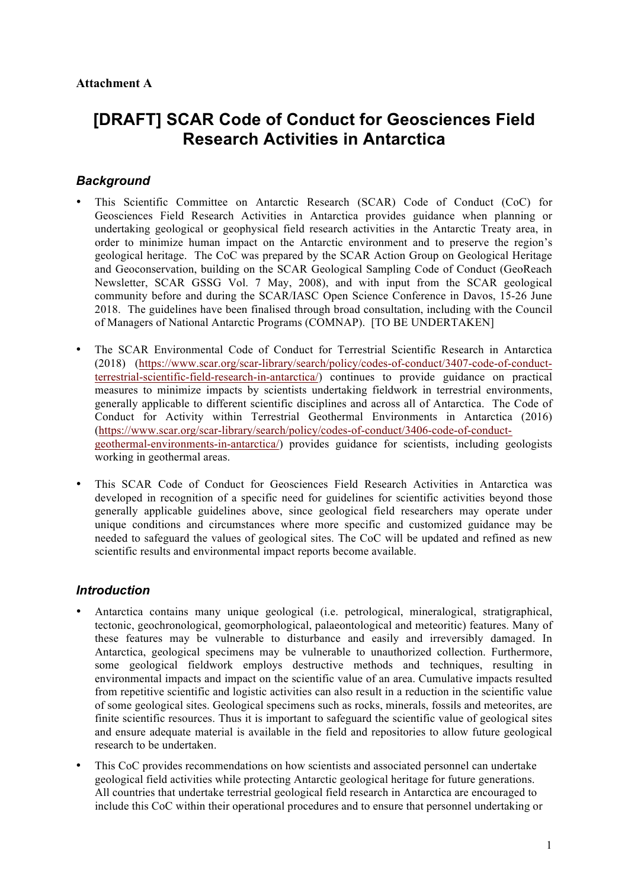**Attachment A**

# [DRAFT] SCAR Code of Conduct for Geosciences Field Research Activities in Antarctica

## *Background*

- This Scientific Committee on Antarctic Research (SCAR) Code of Conduct (CoC) for Geosciences Field Research Activities in Antarctica provides guidance when planning or undertaking geological or geophysical field research activities in the Antarctic Treaty area, in order to minimize human impact on the Antarctic environment and to preserve the region's geological heritage. The CoC was prepared by the SCAR Action Group on Geological Heritage and Geoconservation, building on the SCAR Geological Sampling Code of Conduct (GeoReach Newsletter, SCAR GSSG Vol. 7 May, 2008), and with input from the SCAR geological community before and during the SCAR/IASC Open Science Conference in Davos, 15-26 June 2018. The guidelines have been finalised through broad consultation, including with the Council of Managers of National Antarctic Programs (COMNAP). [TO BE UNDERTAKEN]

- The SCAR Environmental Code of Conduct for Terrestrial Scientific Research in Antarctica (2018) (https://www.scar.org/scar-library/search/policy/codes-of-conduct/3407-code-of-conduct-terrestrial-scientific-field-research-in-antarctica/) continues to provide guidance on practical measures to minimize impacts by scientists undertaking fieldwork in terrestrial environments, generally applicable to different scientific disciplines and across all of Antarctica. The Code of Conduct for Activity within Terrestrial Geothermal Environments in Antarctica (2016) (https://www.scar.org/scar-library/search/policy/codes-of-conduct/3406-code-of-conduct-geothermal-environments-in-antarctica/) provides guidance for scientists, including geologists working in geothermal areas.

- This SCAR Code of Conduct for Geosciences Field Research Activities in Antarctica was developed in recognition of a specific need for guidelines for scientific activities beyond those generally applicable guidelines above, since geological field researchers may operate under unique conditions and circumstances where more specific and customized guidance may be needed to safeguard the values of geological sites. The CoC will be updated and refined as new scientific results and environmental impact reports become available.

## *Introduction*

- Antarctica contains many unique geological (i.e. petrological, mineralogical, stratigraphical, tectonic, geochronological, geomorphological, palaeontological and meteoritic) features. Many of these features may be vulnerable to disturbance and easily and irreversibly damaged. In Antarctica, geological specimens may be vulnerable to unauthorized collection. Furthermore, some geological fieldwork employs destructive methods and techniques, resulting in environmental impacts and impact on the scientific value of an area. Cumulative impacts resulted from repetitive scientific and logistic activities can also result in a reduction in the scientific value of some geological sites. Geological specimens such as rocks, minerals, fossils and meteorites, are finite scientific resources. Thus it is important to safeguard the scientific value of geological sites and ensure adequate material is available in the field and repositories to allow future geological research to be undertaken.

- This CoC provides recommendations on how scientists and associated personnel can undertake geological field activities while protecting Antarctic geological heritage for future generations. All countries that undertake terrestrial geological field research in Antarctica are encouraged to include this CoC within their operational procedures and to ensure that personnel undertaking or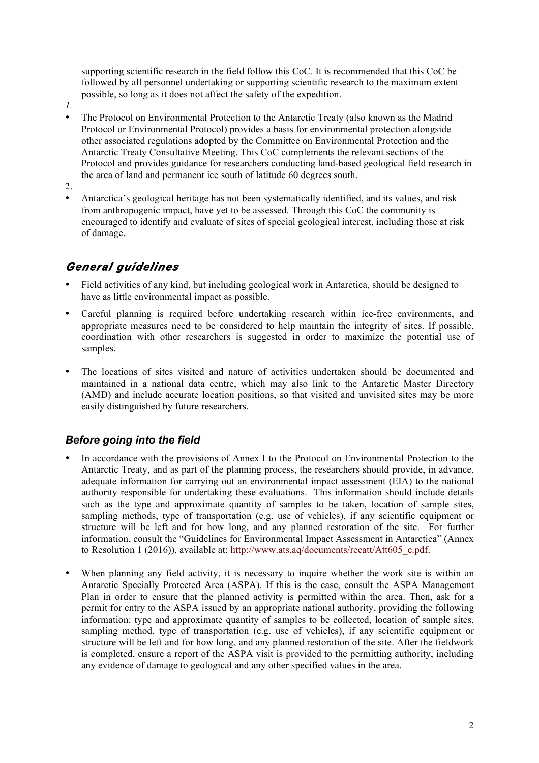supporting scientific research in the field follow this CoC. It is recommended that this CoC be followed by all personnel undertaking or supporting scientific research to the maximum extent possible, so long as it does not affect the safety of the expedition.

*1.*

- The Protocol on Environmental Protection to the Antarctic Treaty (also known as the Madrid Protocol or Environmental Protocol) provides a basis for environmental protection alongside other associated regulations adopted by the Committee on Environmental Protection and the Antarctic Treaty Consultative Meeting. This CoC complements the relevant sections of the Protocol and provides guidance for researchers conducting land-based geological field research in the area of land and permanent ice south of latitude 60 degrees south.

2.

- Antarctica's geological heritage has not been systematically identified, and its values, and risk from anthropogenic impact, have yet to be assessed. Through this CoC the community is encouraged to identify and evaluate of sites of special geological interest, including those at risk of damage.

## *General guidelines*

- Field activities of any kind, but including geological work in Antarctica, should be designed to have as little environmental impact as possible.
- Careful planning is required before undertaking research within ice-free environments, and appropriate measures need to be considered to help maintain the integrity of sites. If possible, coordination with other researchers is suggested in order to maximize the potential use of samples.
- The locations of sites visited and nature of activities undertaken should be documented and maintained in a national data centre, which may also link to the Antarctic Master Directory (AMD) and include accurate location positions, so that visited and unvisited sites may be more easily distinguished by future researchers.

### *Before going into the field*

- In accordance with the provisions of Annex I to the Protocol on Environmental Protection to the Antarctic Treaty, and as part of the planning process, the researchers should provide, in advance, adequate information for carrying out an environmental impact assessment (EIA) to the national authority responsible for undertaking these evaluations. This information should include details such as the type and approximate quantity of samples to be taken, location of sample sites, sampling methods, type of transportation (e.g. use of vehicles), if any scientific equipment or structure will be left and for how long, and any planned restoration of the site. For further information, consult the "Guidelines for Environmental Impact Assessment in Antarctica" (Annex to Resolution 1 (2016)), available at: http://www.ats.aq/documents/recatt/Att605_e.pdf.
- When planning any field activity, it is necessary to inquire whether the work site is within an Antarctic Specially Protected Area (ASPA). If this is the case, consult the ASPA Management Plan in order to ensure that the planned activity is permitted within the area. Then, ask for a permit for entry to the ASPA issued by an appropriate national authority, providing the following information: type and approximate quantity of samples to be collected, location of sample sites, sampling method, type of transportation (e.g. use of vehicles), if any scientific equipment or structure will be left and for how long, and any planned restoration of the site. After the fieldwork is completed, ensure a report of the ASPA visit is provided to the permitting authority, including any evidence of damage to geological and any other specified values in the area.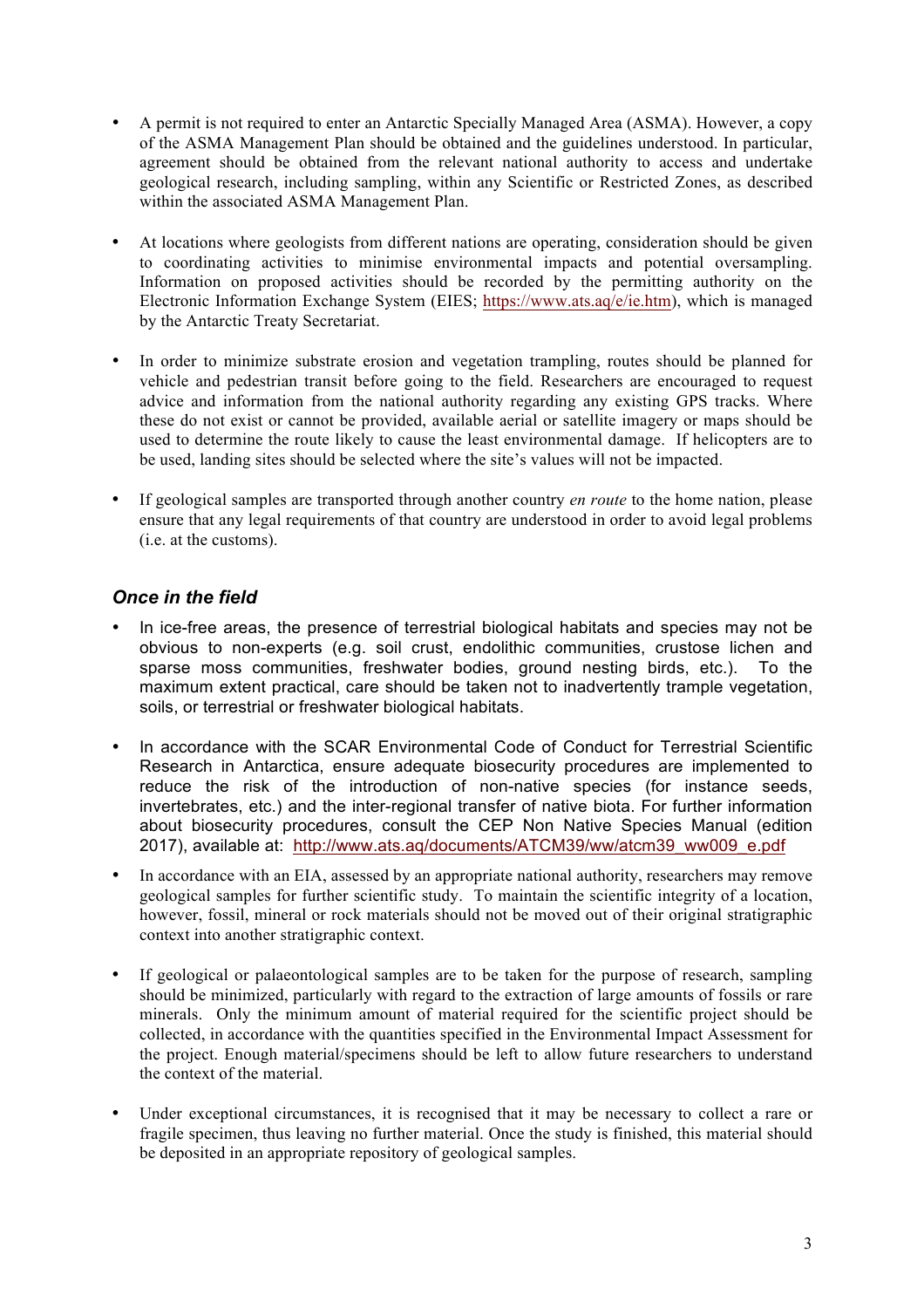- A permit is not required to enter an Antarctic Specially Managed Area (ASMA). However, a copy of the ASMA Management Plan should be obtained and the guidelines understood. In particular, agreement should be obtained from the relevant national authority to access and undertake geological research, including sampling, within any Scientific or Restricted Zones, as described within the associated ASMA Management Plan.

- At locations where geologists from different nations are operating, consideration should be given to coordinating activities to minimise environmental impacts and potential oversampling. Information on proposed activities should be recorded by the permitting authority on the Electronic Information Exchange System (EIES; https://www.ats.aq/e/ie.htm), which is managed by the Antarctic Treaty Secretariat.

- In order to minimize substrate erosion and vegetation trampling, routes should be planned for vehicle and pedestrian transit before going to the field. Researchers are encouraged to request advice and information from the national authority regarding any existing GPS tracks. Where these do not exist or cannot be provided, available aerial or satellite imagery or maps should be used to determine the route likely to cause the least environmental damage. If helicopters are to be used, landing sites should be selected where the site's values will not be impacted.

- If geological samples are transported through another country *en route* to the home nation, please ensure that any legal requirements of that country are understood in order to avoid legal problems (i.e. at the customs).

### *Once in the field*

- In ice-free areas, the presence of terrestrial biological habitats and species may not be obvious to non-experts (e.g. soil crust, endolithic communities, crustose lichen and sparse moss communities, freshwater bodies, ground nesting birds, etc.). To the maximum extent practical, care should be taken not to inadvertently trample vegetation, soils, or terrestrial or freshwater biological habitats.

- In accordance with the SCAR Environmental Code of Conduct for Terrestrial Scientific Research in Antarctica, ensure adequate biosecurity procedures are implemented to reduce the risk of the introduction of non-native species (for instance seeds, invertebrates, etc.) and the inter-regional transfer of native biota. For further information about biosecurity procedures, consult the CEP Non Native Species Manual (edition 2017), available at: http://www.ats.aq/documents/ATCM39/ww/atcm39_ww009_e.pdf

- In accordance with an EIA, assessed by an appropriate national authority, researchers may remove geological samples for further scientific study. To maintain the scientific integrity of a location, however, fossil, mineral or rock materials should not be moved out of their original stratigraphic context into another stratigraphic context.

- If geological or palaeontological samples are to be taken for the purpose of research, sampling should be minimized, particularly with regard to the extraction of large amounts of fossils or rare minerals. Only the minimum amount of material required for the scientific project should be collected, in accordance with the quantities specified in the Environmental Impact Assessment for the project. Enough material/specimens should be left to allow future researchers to understand the context of the material.

- Under exceptional circumstances, it is recognised that it may be necessary to collect a rare or fragile specimen, thus leaving no further material. Once the study is finished, this material should be deposited in an appropriate repository of geological samples.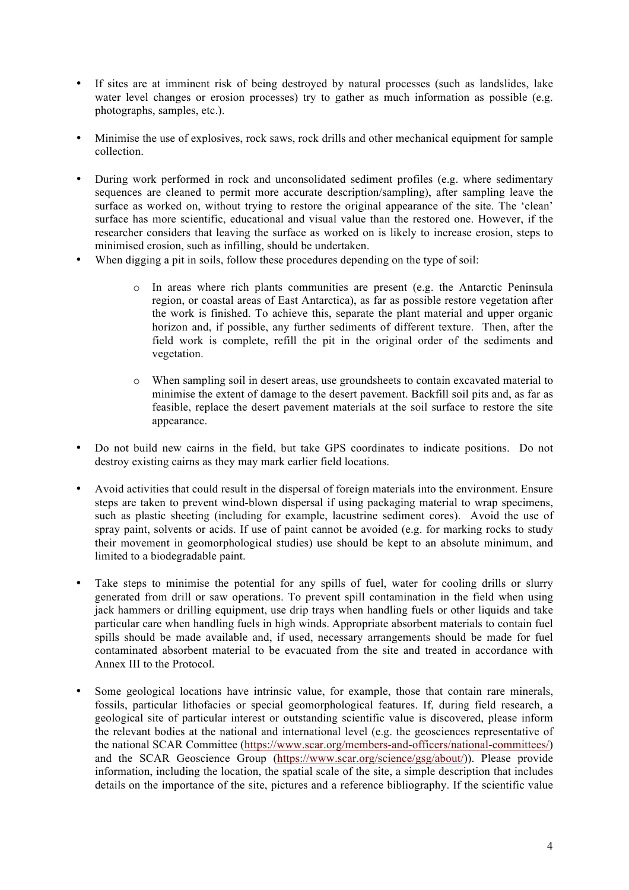- If sites are at imminent risk of being destroyed by natural processes (such as landslides, lake water level changes or erosion processes) try to gather as much information as possible (e.g. photographs, samples, etc.).

- Minimise the use of explosives, rock saws, rock drills and other mechanical equipment for sample collection.

- During work performed in rock and unconsolidated sediment profiles (e.g. where sedimentary sequences are cleaned to permit more accurate description/sampling), after sampling leave the surface as worked on, without trying to restore the original appearance of the site. The 'clean' surface has more scientific, educational and visual value than the restored one. However, if the researcher considers that leaving the surface as worked on is likely to increase erosion, steps to minimised erosion, such as infilling, should be undertaken.
- When digging a pit in soils, follow these procedures depending on the type of soil:

    - In areas where rich plants communities are present (e.g. the Antarctic Peninsula region, or coastal areas of East Antarctica), as far as possible restore vegetation after the work is finished. To achieve this, separate the plant material and upper organic horizon and, if possible, any further sediments of different texture. Then, after the field work is complete, refill the pit in the original order of the sediments and vegetation.

    - When sampling soil in desert areas, use groundsheets to contain excavated material to minimise the extent of damage to the desert pavement. Backfill soil pits and, as far as feasible, replace the desert pavement materials at the soil surface to restore the site appearance.

- Do not build new cairns in the field, but take GPS coordinates to indicate positions. Do not destroy existing cairns as they may mark earlier field locations.

- Avoid activities that could result in the dispersal of foreign materials into the environment. Ensure steps are taken to prevent wind-blown dispersal if using packaging material to wrap specimens, such as plastic sheeting (including for example, lacustrine sediment cores). Avoid the use of spray paint, solvents or acids. If use of paint cannot be avoided (e.g. for marking rocks to study their movement in geomorphological studies) use should be kept to an absolute minimum, and limited to a biodegradable paint.

- Take steps to minimise the potential for any spills of fuel, water for cooling drills or slurry generated from drill or saw operations. To prevent spill contamination in the field when using jack hammers or drilling equipment, use drip trays when handling fuels or other liquids and take particular care when handling fuels in high winds. Appropriate absorbent materials to contain fuel spills should be made available and, if used, necessary arrangements should be made for fuel contaminated absorbent material to be evacuated from the site and treated in accordance with Annex III to the Protocol.

- Some geological locations have intrinsic value, for example, those that contain rare minerals, fossils, particular lithofacies or special geomorphological features. If, during field research, a geological site of particular interest or outstanding scientific value is discovered, please inform the relevant bodies at the national and international level (e.g. the geosciences representative of the national SCAR Committee (https://www.scar.org/members-and-officers/national-committees/) and the SCAR Geoscience Group (https://www.scar.org/science/gsg/about/)). Please provide information, including the location, the spatial scale of the site, a simple description that includes details on the importance of the site, pictures and a reference bibliography. If the scientific value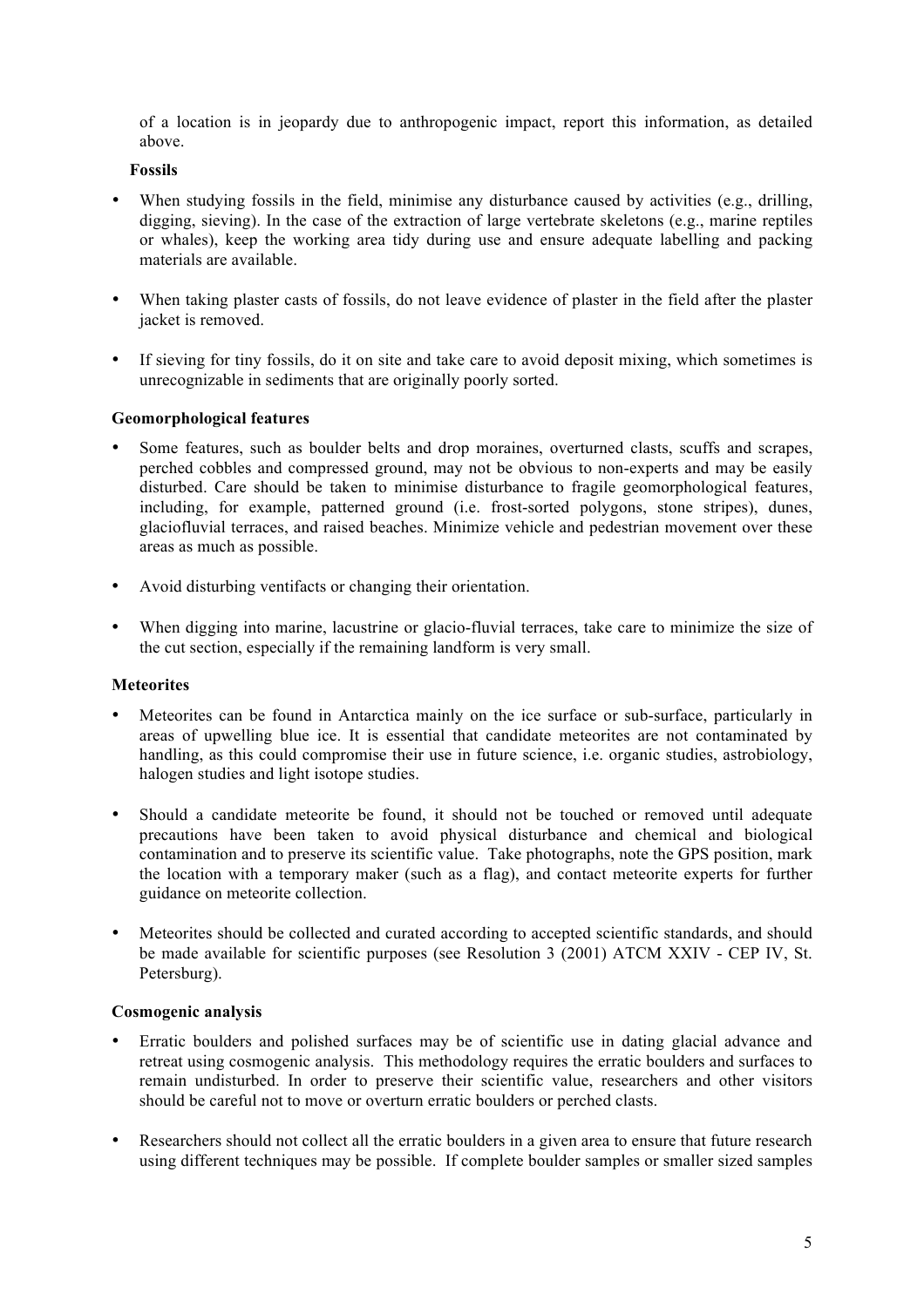of a location is in jeopardy due to anthropogenic impact, report this information, as detailed above.

**Fossils**

- When studying fossils in the field, minimise any disturbance caused by activities (e.g., drilling, digging, sieving). In the case of the extraction of large vertebrate skeletons (e.g., marine reptiles or whales), keep the working area tidy during use and ensure adequate labelling and packing materials are available.
- When taking plaster casts of fossils, do not leave evidence of plaster in the field after the plaster jacket is removed.
- If sieving for tiny fossils, do it on site and take care to avoid deposit mixing, which sometimes is unrecognizable in sediments that are originally poorly sorted.

**Geomorphological features**

- Some features, such as boulder belts and drop moraines, overturned clasts, scuffs and scrapes, perched cobbles and compressed ground, may not be obvious to non-experts and may be easily disturbed. Care should be taken to minimise disturbance to fragile geomorphological features, including, for example, patterned ground (i.e. frost-sorted polygons, stone stripes), dunes, glaciofluvial terraces, and raised beaches. Minimize vehicle and pedestrian movement over these areas as much as possible.
- Avoid disturbing ventifacts or changing their orientation.
- When digging into marine, lacustrine or glacio-fluvial terraces, take care to minimize the size of the cut section, especially if the remaining landform is very small.

**Meteorites**

- Meteorites can be found in Antarctica mainly on the ice surface or sub-surface, particularly in areas of upwelling blue ice. It is essential that candidate meteorites are not contaminated by handling, as this could compromise their use in future science, i.e. organic studies, astrobiology, halogen studies and light isotope studies.
- Should a candidate meteorite be found, it should not be touched or removed until adequate precautions have been taken to avoid physical disturbance and chemical and biological contamination and to preserve its scientific value. Take photographs, note the GPS position, mark the location with a temporary maker (such as a flag), and contact meteorite experts for further guidance on meteorite collection.
- Meteorites should be collected and curated according to accepted scientific standards, and should be made available for scientific purposes (see Resolution 3 (2001) ATCM XXIV - CEP IV, St. Petersburg).

**Cosmogenic analysis**

- Erratic boulders and polished surfaces may be of scientific use in dating glacial advance and retreat using cosmogenic analysis. This methodology requires the erratic boulders and surfaces to remain undisturbed. In order to preserve their scientific value, researchers and other visitors should be careful not to move or overturn erratic boulders or perched clasts.
- Researchers should not collect all the erratic boulders in a given area to ensure that future research using different techniques may be possible. If complete boulder samples or smaller sized samples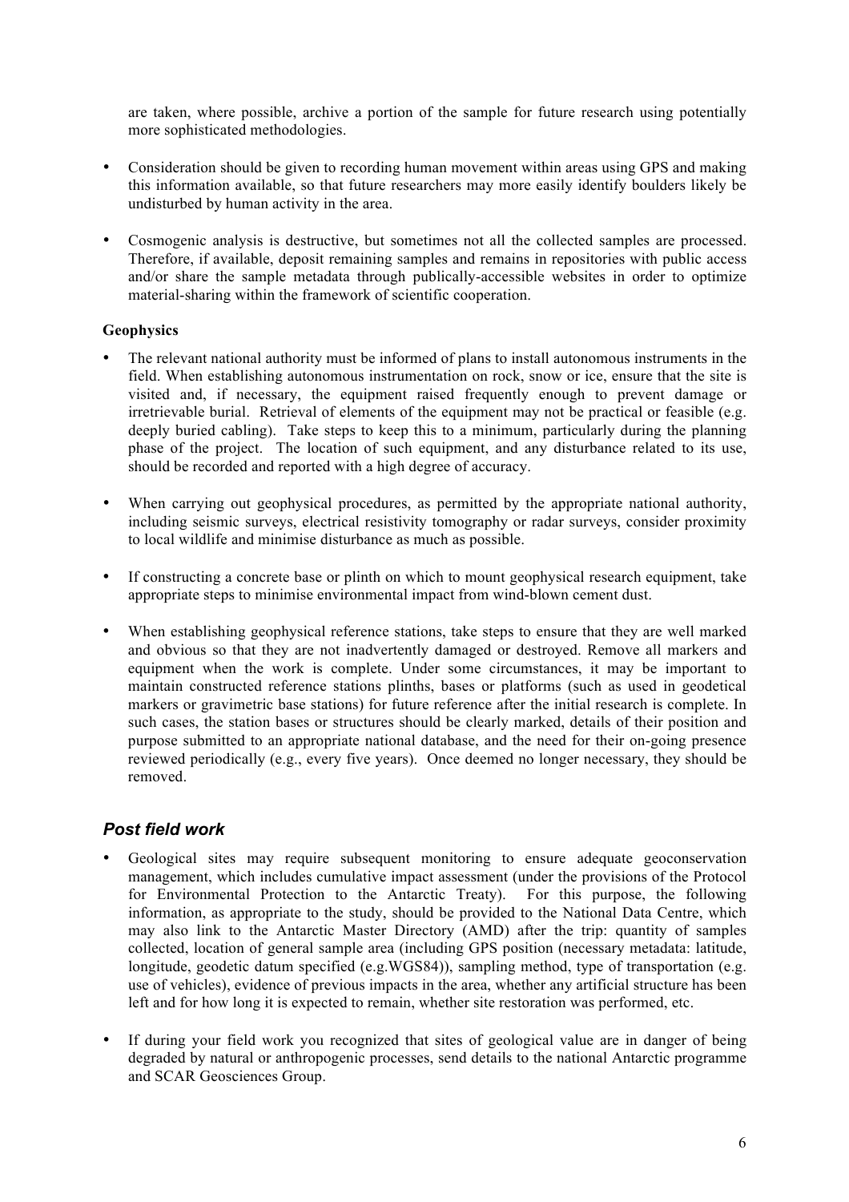are taken, where possible, archive a portion of the sample for future research using potentially more sophisticated methodologies.

- Consideration should be given to recording human movement within areas using GPS and making this information available, so that future researchers may more easily identify boulders likely be undisturbed by human activity in the area.

- Cosmogenic analysis is destructive, but sometimes not all the collected samples are processed. Therefore, if available, deposit remaining samples and remains in repositories with public access and/or share the sample metadata through publically-accessible websites in order to optimize material-sharing within the framework of scientific cooperation.

**Geophysics**

- The relevant national authority must be informed of plans to install autonomous instruments in the field. When establishing autonomous instrumentation on rock, snow or ice, ensure that the site is visited and, if necessary, the equipment raised frequently enough to prevent damage or irretrievable burial. Retrieval of elements of the equipment may not be practical or feasible (e.g. deeply buried cabling). Take steps to keep this to a minimum, particularly during the planning phase of the project. The location of such equipment, and any disturbance related to its use, should be recorded and reported with a high degree of accuracy.

- When carrying out geophysical procedures, as permitted by the appropriate national authority, including seismic surveys, electrical resistivity tomography or radar surveys, consider proximity to local wildlife and minimise disturbance as much as possible.

- If constructing a concrete base or plinth on which to mount geophysical research equipment, take appropriate steps to minimise environmental impact from wind-blown cement dust.

- When establishing geophysical reference stations, take steps to ensure that they are well marked and obvious so that they are not inadvertently damaged or destroyed. Remove all markers and equipment when the work is complete. Under some circumstances, it may be important to maintain constructed reference stations plinths, bases or platforms (such as used in geodetical markers or gravimetric base stations) for future reference after the initial research is complete. In such cases, the station bases or structures should be clearly marked, details of their position and purpose submitted to an appropriate national database, and the need for their on-going presence reviewed periodically (e.g., every five years). Once deemed no longer necessary, they should be removed.

## *Post field work*

- Geological sites may require subsequent monitoring to ensure adequate geoconservation management, which includes cumulative impact assessment (under the provisions of the Protocol for Environmental Protection to the Antarctic Treaty). For this purpose, the following information, as appropriate to the study, should be provided to the National Data Centre, which may also link to the Antarctic Master Directory (AMD) after the trip: quantity of samples collected, location of general sample area (including GPS position (necessary metadata: latitude, longitude, geodetic datum specified (e.g.WGS84)), sampling method, type of transportation (e.g. use of vehicles), evidence of previous impacts in the area, whether any artificial structure has been left and for how long it is expected to remain, whether site restoration was performed, etc.

- If during your field work you recognized that sites of geological value are in danger of being degraded by natural or anthropogenic processes, send details to the national Antarctic programme and SCAR Geosciences Group.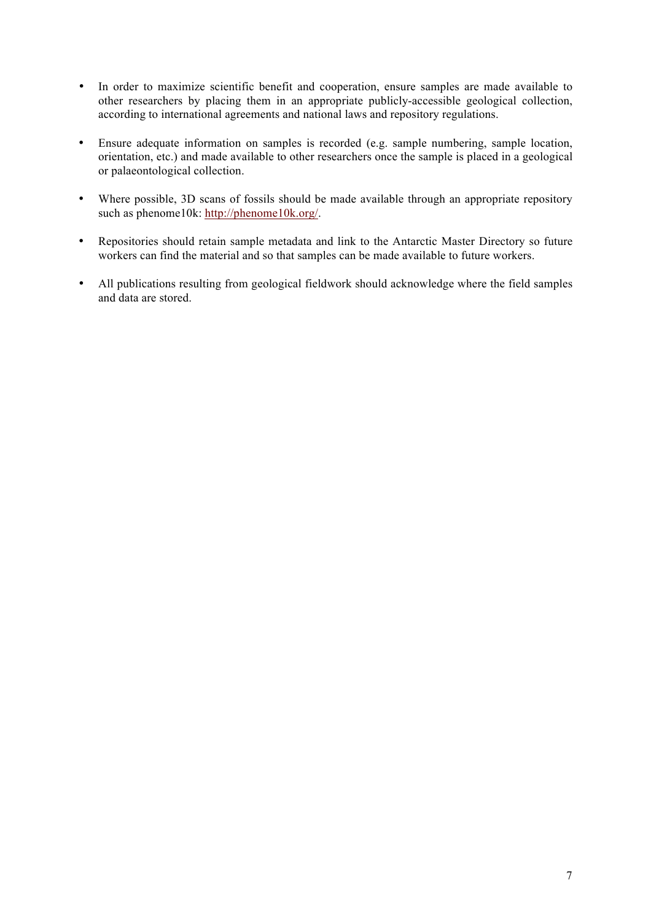- In order to maximize scientific benefit and cooperation, ensure samples are made available to other researchers by placing them in an appropriate publicly-accessible geological collection, according to international agreements and national laws and repository regulations.

- Ensure adequate information on samples is recorded (e.g. sample numbering, sample location, orientation, etc.) and made available to other researchers once the sample is placed in a geological or palaeontological collection.

- Where possible, 3D scans of fossils should be made available through an appropriate repository such as phenome10k: [http://phenome10k.org/](http://phenome10k.org/).

- Repositories should retain sample metadata and link to the Antarctic Master Directory so future workers can find the material and so that samples can be made available to future workers.

- All publications resulting from geological fieldwork should acknowledge where the field samples and data are stored.